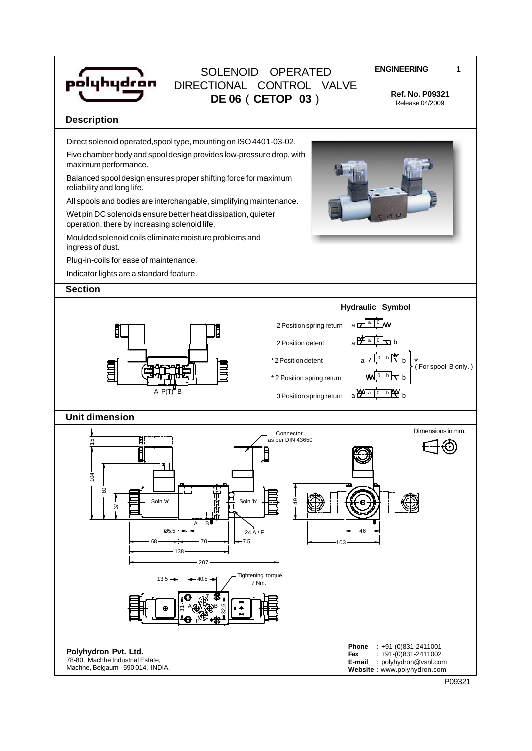# SOLENOID OPERATED DIRECTIONAL CONTROL VALVE
## DE 06 ( CETOP 03 )

**ENGINEERING** 1

**Ref. No. P09321**
Release 04/2009

## Description

Direct solenoid operated, spool type, mounting on ISO 4401-03-02.

Five chamber body and spool design provides low-pressure drop, with maximum performance.

Balanced spool design ensures proper shifting force for maximum reliability and long life.

All spools and bodies are interchangable, simplifying maintenance.

Wet pin DC solenoids ensure better heat dissipation, quieter operation, there by increasing solenoid life.

Moulded solenoid coils eliminate moisture problems and ingress of dust.

Plug-in-coils for ease of maintenance.

Indicator lights are a standard feature.

## Section

A P(T) B

**Hydraulic Symbol**

- 2 Position spring return
- 2 Position detent
- *2 Position detent
- * 2 Position spring return
- 3 Position spring return

* ( For spool B only. )

## Unit dimension

Dimensions in mm.

Connector as per DIN 43650

Soln.'a' Soln.'b'

15, 104, 80, 37, Ø5.5, 68, 70, 138, 207, 24 A / F, 7.5, 49, 46, 103

13.5, 40.5, 31, 32.5

Tightening torque 7 Nm.

**Polyhydron Pvt. Ltd.**
78-80, Machhe Industrial Estate,
Machhe, Belgaum - 590 014. INDIA.

**Phone** : +91-(0)831-2411001
**Fax** : +91-(0)831-2411002
**E-mail** : polyhydron@vsnl.com
**Website** : www.polyhydron.com

P09321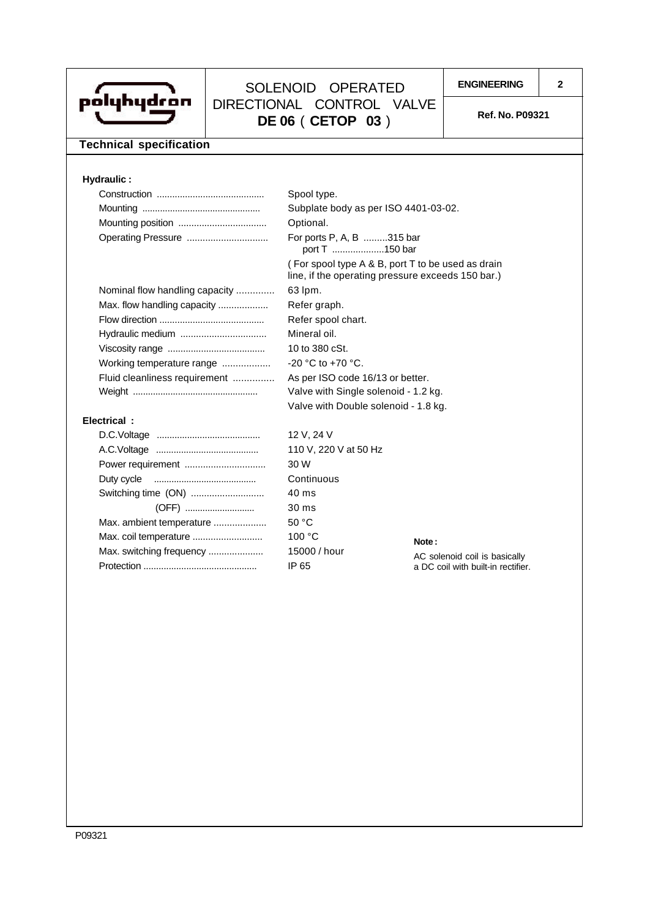# SOLENOID OPERATED DIRECTIONAL CONTROL VALVE DE 06 ( CETOP 03 )

**ENGINEERING** **Ref. No. P09321**

## Technical specification

### Hydraulic :

| | |
|---|---|
| Construction | Spool type. |
| Mounting | Subplate body as per ISO 4401-03-02. |
| Mounting position | Optional. |
| Operating Pressure | For ports P, A, B .........315 bar<br>port T ....................150 bar<br>( For spool type A & B, port T to be used as drain line, if the operating pressure exceeds 150 bar.) |
| Nominal flow handling capacity | 63 lpm. |
| Max. flow handling capacity | Refer graph. |
| Flow direction | Refer spool chart. |
| Hydraulic medium | Mineral oil. |
| Viscosity range | 10 to 380 cSt. |
| Working temperature range | -20 °C to +70 °C. |
| Fluid cleanliness requirement | As per ISO code 16/13 or better. |
| Weight | Valve with Single solenoid - 1.2 kg.<br>Valve with Double solenoid - 1.8 kg. |

### Electrical :

| | |
|---|---|
| D.C.Voltage | 12 V, 24 V |
| A.C.Voltage | 110 V, 220 V at 50 Hz |
| Power requirement | 30 W |
| Duty cycle | Continuous |
| Switching time (ON) | 40 ms |
| (OFF) | 30 ms |
| Max. ambient temperature | 50 °C |
| Max. coil temperature | 100 °C |
| Max. switching frequency | 15000 / hour |
| Protection | IP 65 |

**Note :**
AC solenoid coil is basically a DC coil with built-in rectifier.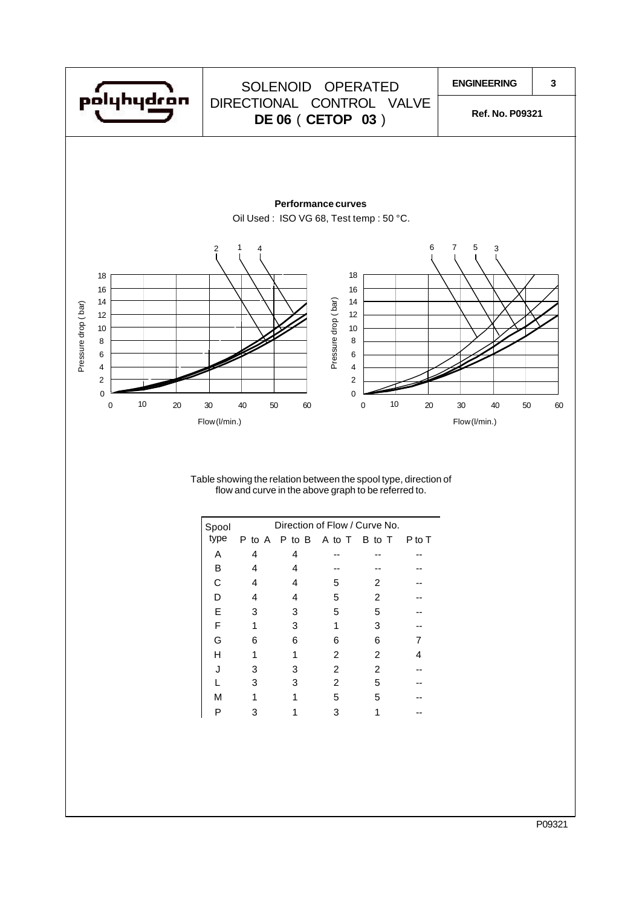# SOLENOID OPERATED DIRECTIONAL CONTROL VALVE DE 06 ( CETOP 03 )

**ENGINEERING** 3

**Ref. No. P09321**

**Performance curves**

Oil Used : ISO VG 68, Test temp : 50 °C.

Table showing the relation between the spool type, direction of flow and curve in the above graph to be referred to.

| Spool type | P to A | P to B | A to T | B to T | P to T |
|---|---|---|---|---|---|
| A | 4 | 4 | -- | -- | -- |
| B | 4 | 4 | -- | -- | -- |
| C | 4 | 4 | 5 | 2 | -- |
| D | 4 | 4 | 5 | 2 | -- |
| E | 3 | 3 | 5 | 5 | -- |
| F | 1 | 3 | 1 | 3 | -- |
| G | 6 | 6 | 6 | 6 | 7 |
| H | 1 | 1 | 2 | 2 | 4 |
| J | 3 | 3 | 2 | 2 | -- |
| L | 3 | 3 | 2 | 5 | -- |
| M | 1 | 1 | 5 | 5 | -- |
| P | 3 | 1 | 3 | 1 | -- |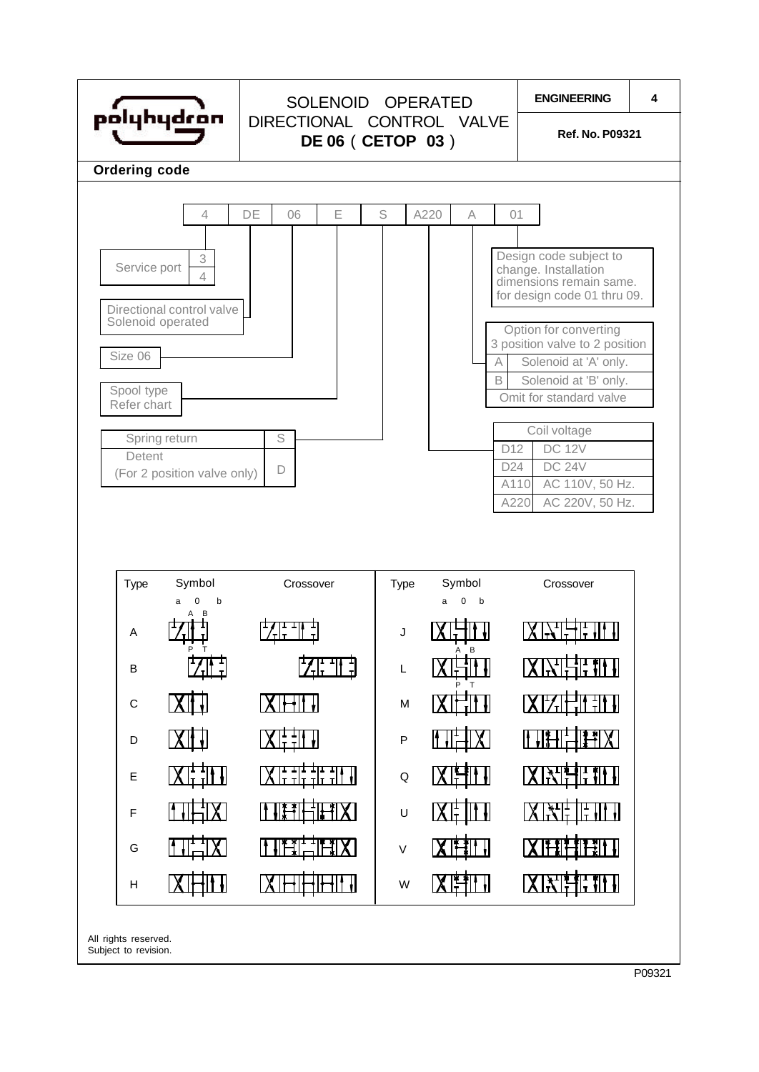# SOLENOID OPERATED DIRECTIONAL CONTROL VALVE

## DE 06 ( CETOP 03 )

**ENGINEERING** | **4**

**Ref. No. P09321**

## Ordering code

| 4 | DE | 06 | E | S | A220 | A | 01 |
|---|---|---|---|---|---|---|---|

**Service port**

| Code |
|---|
| 3 |
| 4 |

**Directional control valve Solenoid operated** — DE

**Size 06** — 06

**Spool type** — Refer chart

| | |
|---|---|
| Spring return | S |
| Detent (For 2 position valve only) | D |

**Coil voltage**

| Code | Voltage |
|---|---|
| D12 | DC 12V |
| D24 | DC 24V |
| A110 | AC 110V, 50 Hz. |
| A220 | AC 220V, 50 Hz. |

**Option for converting 3 position valve to 2 position**

| Code | Description |
|---|---|
| A | Solenoid at 'A' only. |
| B | Solenoid at 'B' only. |
| | Omit for standard valve |

Design code subject to change. Installation dimensions remain same. for design code 01 thru 09.

| Type | Symbol (a 0 b) | Crossover | Type | Symbol (a 0 b) | Crossover |
|---|---|---|---|---|---|
| A | | | J | | |
| B | | | L | | |
| C | | | M | | |
| D | | | P | | |
| E | | | Q | | |
| F | | | U | | |
| G | | | V | | |
| H | | | W | | |

All rights reserved.
Subject to revision.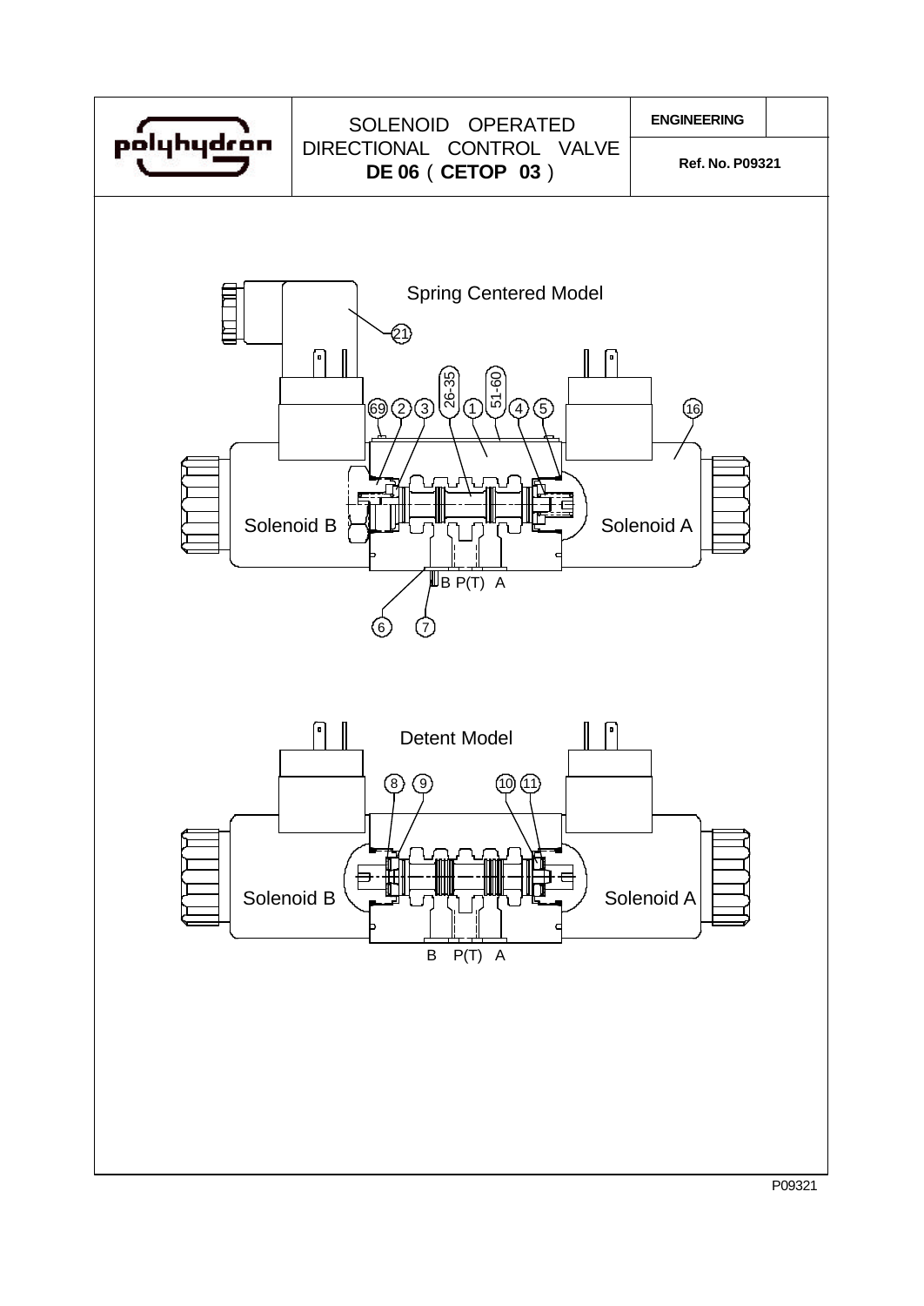| polyhydron | SOLENOID OPERATED DIRECTIONAL CONTROL VALVE **DE 06 ( CETOP 03 )** | **ENGINEERING** |
|---|---|---|
| | | **Ref. No. P09321** |

Spring Centered Model

21

26-35 51-60

69 2 3 1 4 5 16

Solenoid B Solenoid A

B P(T) A

6 7

Detent Model

8 9 10 11

Solenoid B Solenoid A

B P(T) A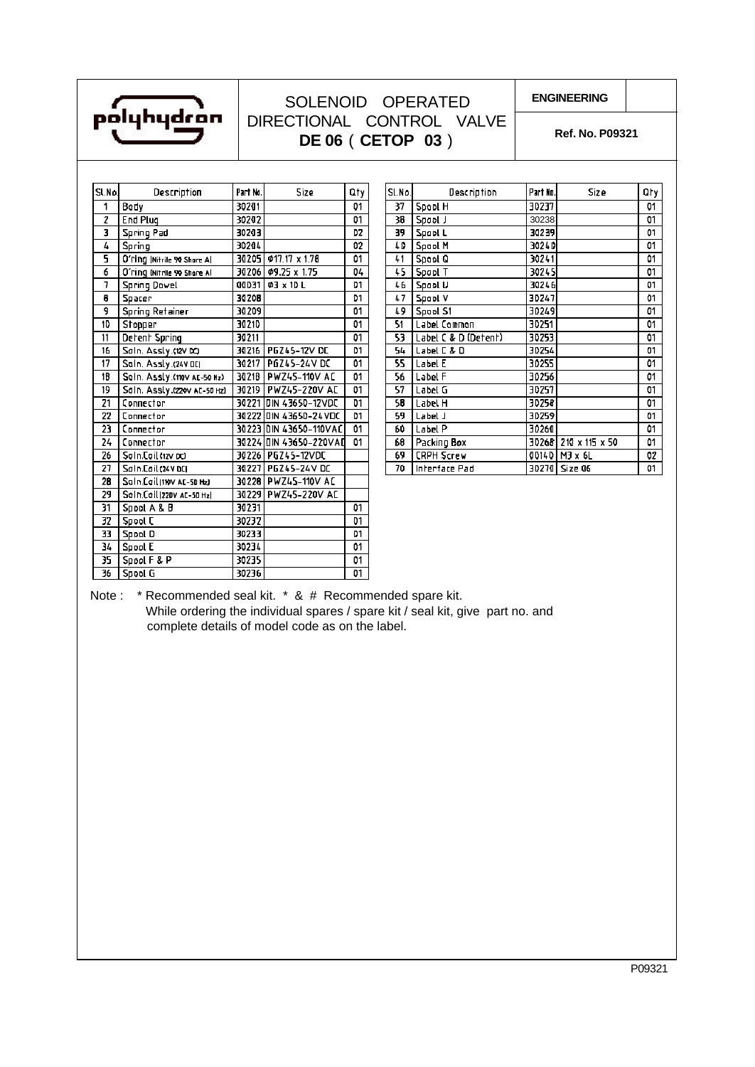polyhydron

# SOLENOID OPERATED DIRECTIONAL CONTROL VALVE **DE 06 ( CETOP 03 )**

**ENGINEERING**

**Ref. No. P09321**

| Sl.No. | Description | Part No. | Size | Qty |
|---|---|---|---|---|
| 1 | Body | 30201 | | 01 |
| 2 | End Plug | 30202 | | 01 |
| 3 | Spring Pad | 30203 | | 02 |
| 4 | Spring | 30204 | | 02 |
| 5 | O'ring (Nitrile 90 Shore A) | 30205 | Ø17.17 x 1.78 | 01 |
| 6 | O'ring (Nitrile 90 Shore A) | 30206 | Ø9.25 x 1.75 | 04 |
| 7 | Spring Dowel | 00031 | Ø3 x 10 L | 01 |
| 8 | Spacer | 30208 | | 01 |
| 9 | Spring Retainer | 30209 | | 01 |
| 10 | Stopper | 30210 | | 01 |
| 11 | Detent Spring | 30211 | | 01 |
| 16 | Soln. Assly.(12V DC) | 30216 | PGZ45-12V DC | 01 |
| 17 | Soln. Assly.(24V DC) | 30217 | PGZ45-24V DC | 01 |
| 18 | Soln. Assly.(110V AC-50 Hz) | 30218 | PWZ45-110V AC | 01 |
| 19 | Soln. Assly.(220V AC-50 Hz) | 30219 | PWZ45-220V AC | 01 |
| 21 | Connector | 30221 | DIN 43650-12VDC | 01 |
| 22 | Connector | 30222 | DIN 43650-24 VDC | 01 |
| 23 | Connector | 30223 | DIN 43650-110VAC | 01 |
| 24 | Connector | 30224 | DIN 43650-220VAC | 01 |
| 26 | Soln.Coil(12V DC) | 30226 | PGZ45-12VDC | |
| 27 | Soln.Coil(24V DC) | 30227 | PGZ45-24V DC | |
| 28 | Soln.Coil(110V AC-50 Hz) | 30228 | PWZ45-110V AC | |
| 29 | Soln.Coil(220V AC-50 Hz) | 30229 | PWZ45-220V AC | |
| 31 | Spool A & B | 30231 | | 01 |
| 32 | Spool C | 30232 | | 01 |
| 33 | Spool D | 30233 | | 01 |
| 34 | Spool E | 30234 | | 01 |
| 35 | Spool F & P | 30235 | | 01 |
| 36 | Spool G | 30236 | | 01 |
| 37 | Spool H | 30237 | | 01 |
| 38 | Spool J | 30238 | | 01 |
| 39 | Spool L | 30239 | | 01 |
| 40 | Spool M | 30240 | | 01 |
| 41 | Spool Q | 30241 | | 01 |
| 45 | Spool T | 30245 | | 01 |
| 46 | Spool U | 30246 | | 01 |
| 47 | Spool V | 30247 | | 01 |
| 49 | Spool S1 | 30249 | | 01 |
| 51 | Label Common | 30251 | | 01 |
| 53 | Label C & D (Detent) | 30253 | | 01 |
| 54 | Label C & D | 30254 | | 01 |
| 55 | Label E | 30255 | | 01 |
| 56 | Label F | 30256 | | 01 |
| 57 | Label G | 30257 | | 01 |
| 58 | Label H | 30258 | | 01 |
| 59 | Label J | 30259 | | 01 |
| 60 | Label P | 30260 | | 01 |
| 68 | Packing Box | 30268 | 210 x 115 x 50 | 01 |
| 69 | CRPH Screw | 00140 | M3 x 6L | 02 |
| 70 | Interface Pad | 30270 | Size 06 | 01 |

Note : * Recommended seal kit. * & # Recommended spare kit.
While ordering the individual spares / spare kit / seal kit, give part no. and complete details of model code as on the label.